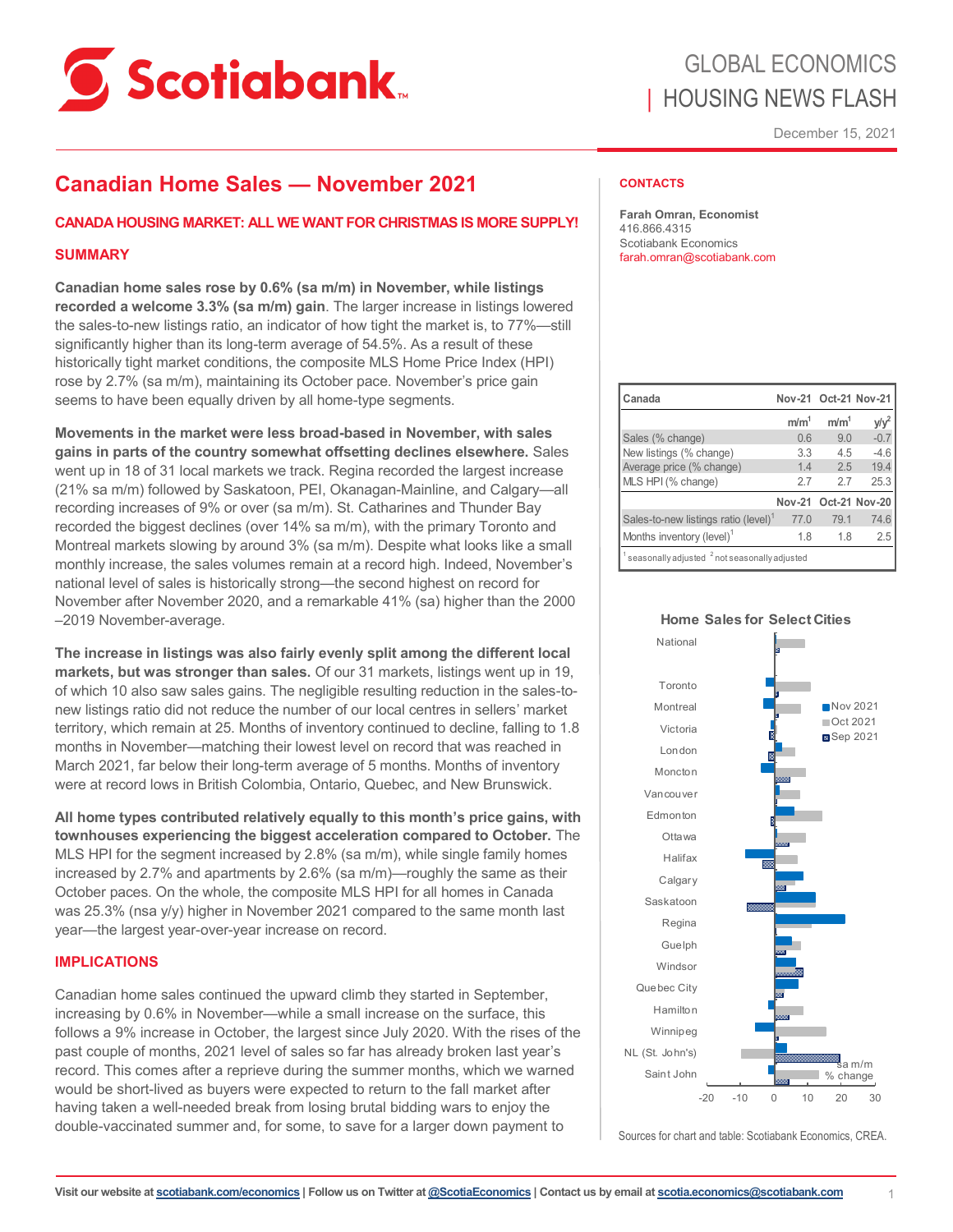GLOBAL ECONOMICS
| HOUSING NEWS FLASH

December 15, 2021

# Canadian Home Sales — November 2021

## CANADA HOUSING MARKET: ALL WE WANT FOR CHRISTMAS IS MORE SUPPLY!

## SUMMARY

**Canadian home sales rose by 0.6% (sa m/m) in November, while listings recorded a welcome 3.3% (sa m/m) gain**. The larger increase in listings lowered the sales-to-new listings ratio, an indicator of how tight the market is, to 77%—still significantly higher than its long-term average of 54.5%. As a result of these historically tight market conditions, the composite MLS Home Price Index (HPI) rose by 2.7% (sa m/m), maintaining its October pace. November's price gain seems to have been equally driven by all home-type segments.

**Movements in the market were less broad-based in November, with sales gains in parts of the country somewhat offsetting declines elsewhere.** Sales went up in 18 of 31 local markets we track. Regina recorded the largest increase (21% sa m/m) followed by Saskatoon, PEI, Okanagan-Mainline, and Calgary—all recording increases of 9% or over (sa m/m). St. Catharines and Thunder Bay recorded the biggest declines (over 14% sa m/m), with the primary Toronto and Montreal markets slowing by around 3% (sa m/m). Despite what looks like a small monthly increase, the sales volumes remain at a record high. Indeed, November's national level of sales is historically strong—the second highest on record for November after November 2020, and a remarkable 41% (sa) higher than the 2000–2019 November-average.

**The increase in listings was also fairly evenly split among the different local markets, but was stronger than sales.** Of our 31 markets, listings went up in 19, of which 10 also saw sales gains. The negligible resulting reduction in the sales-to-new listings ratio did not reduce the number of our local centres in sellers' market territory, which remain at 25. Months of inventory continued to decline, falling to 1.8 months in November—matching their lowest level on record that was reached in March 2021, far below their long-term average of 5 months. Months of inventory were at record lows in British Colombia, Ontario, Quebec, and New Brunswick.

**All home types contributed relatively equally to this month's price gains, with townhouses experiencing the biggest acceleration compared to October.** The MLS HPI for the segment increased by 2.8% (sa m/m), while single family homes increased by 2.7% and apartments by 2.6% (sa m/m)—roughly the same as their October paces. On the whole, the composite MLS HPI for all homes in Canada was 25.3% (nsa y/y) higher in November 2021 compared to the same month last year—the largest year-over-year increase on record.

## IMPLICATIONS

Canadian home sales continued the upward climb they started in September, increasing by 0.6% in November—while a small increase on the surface, this follows a 9% increase in October, the largest since July 2020. With the rises of the past couple of months, 2021 level of sales so far has already broken last year's record. This comes after a reprieve during the summer months, which we warned would be short-lived as buyers were expected to return to the fall market after having taken a well-needed break from losing brutal bidding wars to enjoy the double-vaccinated summer and, for some, to save for a larger down payment to

## CONTACTS

**Farah Omran, Economist**
416.866.4315
Scotiabank Economics
farah.omran@scotiabank.com

| Canada | Nov-21 | Oct-21 | Nov-21 |
|---|---|---|---|
| | m/m[1] | m/m[1] | y/y[2] |
| Sales (% change) | 0.6 | 9.0 | -0.7 |
| New listings (% change) | 3.3 | 4.5 | -4.6 |
| Average price (% change) | 1.4 | 2.5 | 19.4 |
| MLS HPI (% change) | 2.7 | 2.7 | 25.3 |
| | **Nov-21** | **Oct-21** | **Nov-20** |
| Sales-to-new listings ratio (level)[1] | 77.0 | 79.1 | 74.6 |
| Months inventory (level)[1] | 1.8 | 1.8 | 2.5 |

[1] seasonally adjusted [2] not seasonally adjusted

**Home Sales for Select Cities**

Sources for chart and table: Scotiabank Economics, CREA.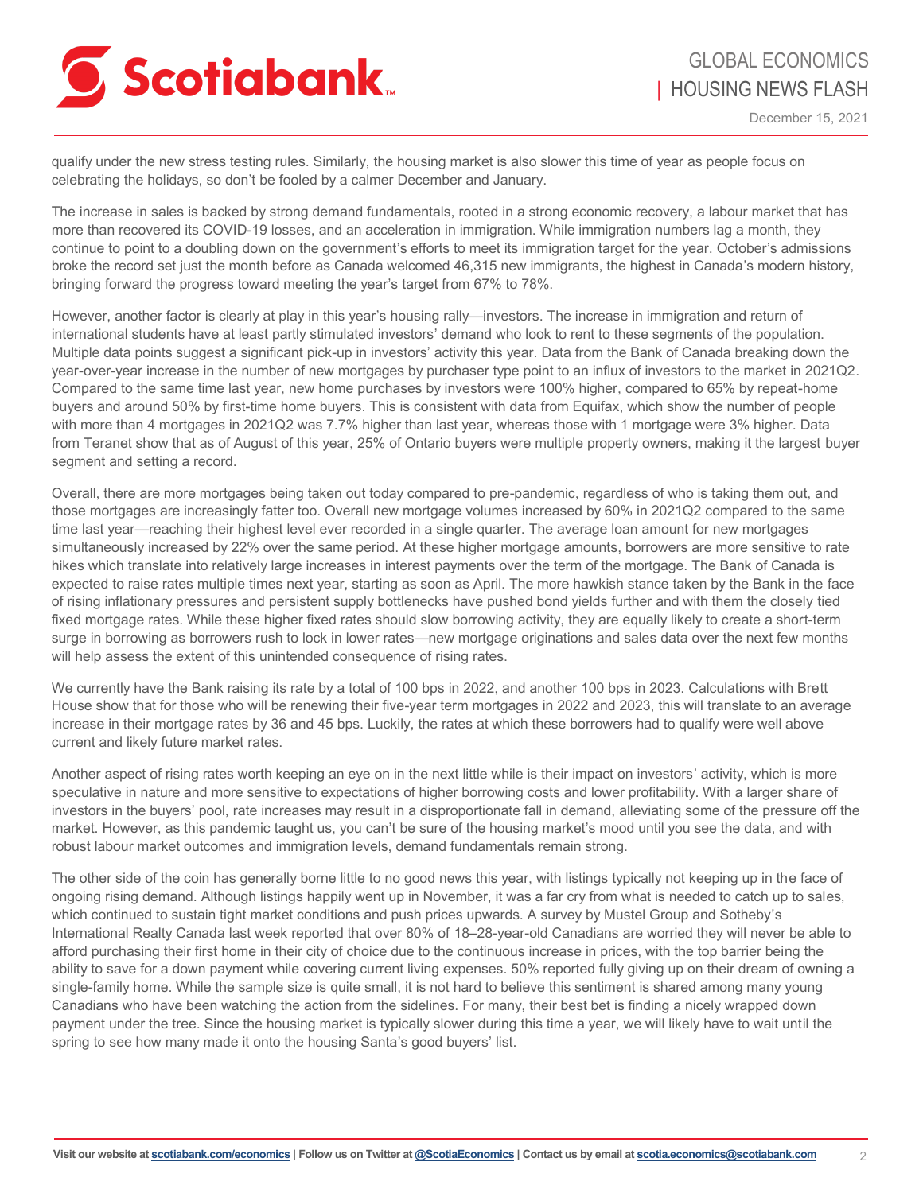qualify under the new stress testing rules. Similarly, the housing market is also slower this time of year as people focus on celebrating the holidays, so don't be fooled by a calmer December and January.

The increase in sales is backed by strong demand fundamentals, rooted in a strong economic recovery, a labour market that has more than recovered its COVID-19 losses, and an acceleration in immigration. While immigration numbers lag a month, they continue to point to a doubling down on the government's efforts to meet its immigration target for the year. October's admissions broke the record set just the month before as Canada welcomed 46,315 new immigrants, the highest in Canada's modern history, bringing forward the progress toward meeting the year's target from 67% to 78%.

However, another factor is clearly at play in this year's housing rally—investors. The increase in immigration and return of international students have at least partly stimulated investors' demand who look to rent to these segments of the population. Multiple data points suggest a significant pick-up in investors' activity this year. Data from the Bank of Canada breaking down the year-over-year increase in the number of new mortgages by purchaser type point to an influx of investors to the market in 2021Q2. Compared to the same time last year, new home purchases by investors were 100% higher, compared to 65% by repeat-home buyers and around 50% by first-time home buyers. This is consistent with data from Equifax, which show the number of people with more than 4 mortgages in 2021Q2 was 7.7% higher than last year, whereas those with 1 mortgage were 3% higher. Data from Teranet show that as of August of this year, 25% of Ontario buyers were multiple property owners, making it the largest buyer segment and setting a record.

Overall, there are more mortgages being taken out today compared to pre-pandemic, regardless of who is taking them out, and those mortgages are increasingly fatter too. Overall new mortgage volumes increased by 60% in 2021Q2 compared to the same time last year—reaching their highest level ever recorded in a single quarter. The average loan amount for new mortgages simultaneously increased by 22% over the same period. At these higher mortgage amounts, borrowers are more sensitive to rate hikes which translate into relatively large increases in interest payments over the term of the mortgage. The Bank of Canada is expected to raise rates multiple times next year, starting as soon as April. The more hawkish stance taken by the Bank in the face of rising inflationary pressures and persistent supply bottlenecks have pushed bond yields further and with them the closely tied fixed mortgage rates. While these higher fixed rates should slow borrowing activity, they are equally likely to create a short-term surge in borrowing as borrowers rush to lock in lower rates—new mortgage originations and sales data over the next few months will help assess the extent of this unintended consequence of rising rates.

We currently have the Bank raising its rate by a total of 100 bps in 2022, and another 100 bps in 2023. Calculations with Brett House show that for those who will be renewing their five-year term mortgages in 2022 and 2023, this will translate to an average increase in their mortgage rates by 36 and 45 bps. Luckily, the rates at which these borrowers had to qualify were well above current and likely future market rates.

Another aspect of rising rates worth keeping an eye on in the next little while is their impact on investors' activity, which is more speculative in nature and more sensitive to expectations of higher borrowing costs and lower profitability. With a larger share of investors in the buyers' pool, rate increases may result in a disproportionate fall in demand, alleviating some of the pressure off the market. However, as this pandemic taught us, you can't be sure of the housing market's mood until you see the data, and with robust labour market outcomes and immigration levels, demand fundamentals remain strong.

The other side of the coin has generally borne little to no good news this year, with listings typically not keeping up in the face of ongoing rising demand. Although listings happily went up in November, it was a far cry from what is needed to catch up to sales, which continued to sustain tight market conditions and push prices upwards. A survey by Mustel Group and Sotheby's International Realty Canada last week reported that over 80% of 18–28-year-old Canadians are worried they will never be able to afford purchasing their first home in their city of choice due to the continuous increase in prices, with the top barrier being the ability to save for a down payment while covering current living expenses. 50% reported fully giving up on their dream of owning a single-family home. While the sample size is quite small, it is not hard to believe this sentiment is shared among many young Canadians who have been watching the action from the sidelines. For many, their best bet is finding a nicely wrapped down payment under the tree. Since the housing market is typically slower during this time a year, we will likely have to wait until the spring to see how many made it onto the housing Santa's good buyers' list.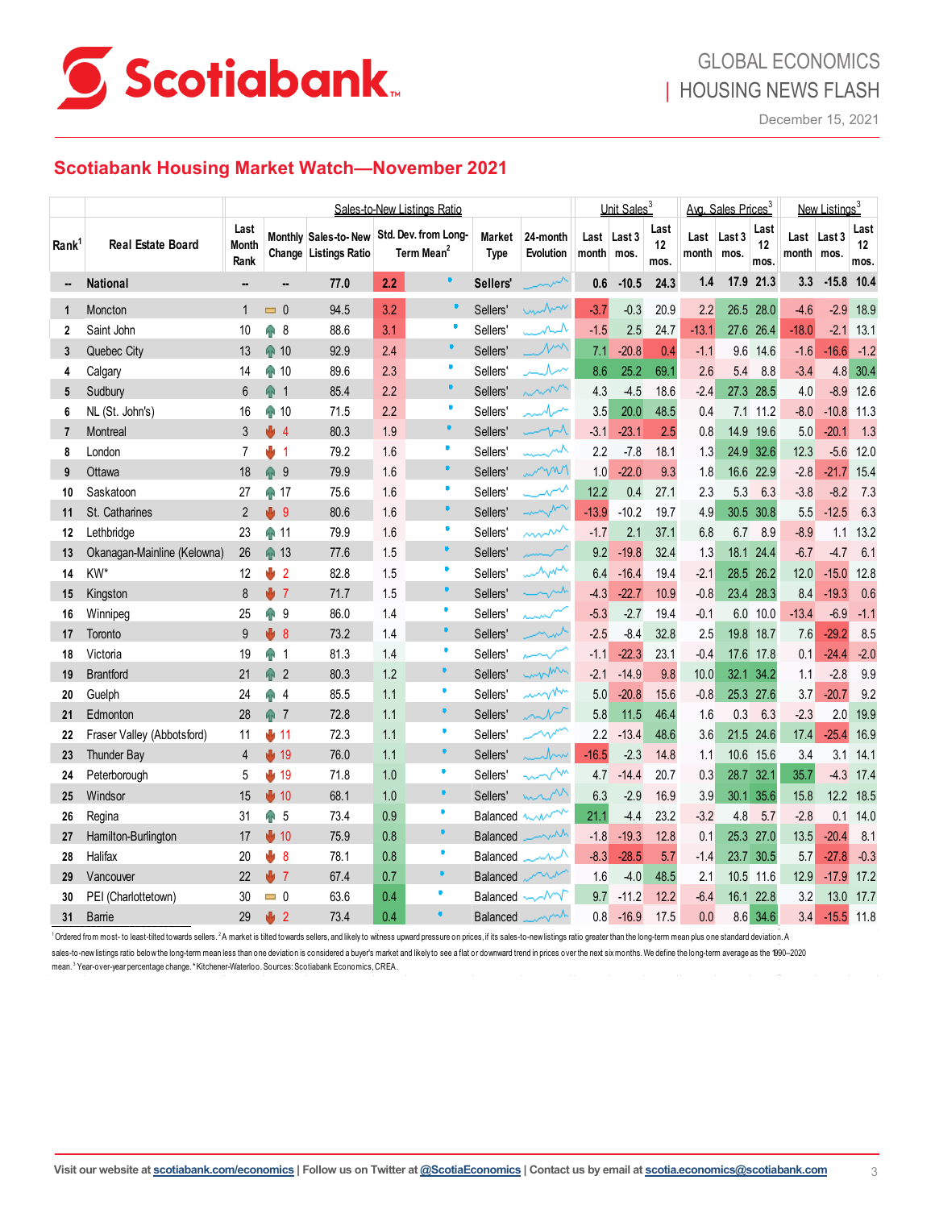## Scotiabank Housing Market Watch—November 2021

| Rank[1] | Real Estate Board | Sales-to-New Listings Ratio | | | | | | Unit Sales[3] | | | Avg. Sales Prices[3] | | | New Listings[3] | | |
|---|---|---|---|---|---|---|---|---|---|---|---|---|---|---|---|---|
| | | Last Month Rank | Monthly Change | Sales-to-New Listings Ratio | Std. Dev. from Long-Term Mean[2] | Market Type | 24-month Evolution | Last month | Last 3 mos. | Last 12 mos. | Last month | Last 3 mos. | Last 12 mos. | Last month | Last 3 mos. | Last 12 mos. |
| -- | **National** | -- | -- | 77.0 | 2.2 | Sellers' | | 0.6 | -10.5 | 24.3 | 1.4 | 17.9 | 21.3 | 3.3 | -15.8 | 10.4 |
| 1 | Moncton | 1 | 0 | 94.5 | 3.2 | Sellers' | | -3.7 | -0.3 | 20.9 | 2.2 | 26.5 | 28.0 | -4.6 | -2.9 | 18.9 |
| 2 | Saint John | 10 | 8 | 88.6 | 3.1 | Sellers' | | -1.5 | 2.5 | 24.7 | -13.1 | 27.6 | 26.4 | -18.0 | -2.1 | 13.1 |
| 3 | Quebec City | 13 | 10 | 92.9 | 2.4 | Sellers' | | 7.1 | -20.8 | 0.4 | -1.1 | 9.6 | 14.6 | -1.6 | -16.6 | -1.2 |
| 4 | Calgary | 14 | 10 | 89.6 | 2.3 | Sellers' | | 8.6 | 25.2 | 69.1 | 2.6 | 5.4 | 8.8 | -3.4 | 4.8 | 30.4 |
| 5 | Sudbury | 6 | 1 | 85.4 | 2.2 | Sellers' | | 4.3 | -4.5 | 18.6 | -2.4 | 27.3 | 28.5 | 4.0 | -8.9 | 12.6 |
| 6 | NL (St. John's) | 16 | 10 | 71.5 | 2.2 | Sellers' | | 3.5 | 20.0 | 48.5 | 0.4 | 7.1 | 11.2 | -8.0 | -10.8 | 11.3 |
| 7 | Montreal | 3 | 4 | 80.3 | 1.9 | Sellers' | | -3.1 | -23.1 | 2.5 | 0.8 | 14.9 | 19.6 | 5.0 | -20.1 | 1.3 |
| 8 | London | 7 | 1 | 79.2 | 1.6 | Sellers' | | 2.2 | -7.8 | 18.1 | 1.3 | 24.9 | 32.6 | 12.3 | -5.6 | 12.0 |
| 9 | Ottawa | 18 | 9 | 79.9 | 1.6 | Sellers' | | 1.0 | -22.0 | 9.3 | 1.8 | 16.6 | 22.9 | -2.8 | -21.7 | 15.4 |
| 10 | Saskatoon | 27 | 17 | 75.6 | 1.6 | Sellers' | | 12.2 | 0.4 | 27.1 | 2.3 | 5.3 | 6.3 | -3.8 | -8.2 | 7.3 |
| 11 | St. Catharines | 2 | 9 | 80.6 | 1.6 | Sellers' | | -13.9 | -10.2 | 19.7 | 4.9 | 30.5 | 30.8 | 5.5 | -12.5 | 6.3 |
| 12 | Lethbridge | 23 | 11 | 79.9 | 1.6 | Sellers' | | -1.7 | 2.1 | 37.1 | 6.8 | 6.7 | 8.9 | -8.9 | 1.1 | 13.2 |
| 13 | Okanagan-Mainline (Kelowna) | 26 | 13 | 77.6 | 1.5 | Sellers' | | 9.2 | -19.8 | 32.4 | 1.3 | 18.1 | 24.4 | -6.7 | -4.7 | 6.1 |
| 14 | KW* | 12 | 2 | 82.8 | 1.5 | Sellers' | | 6.4 | -16.4 | 19.4 | -2.1 | 28.5 | 26.2 | 12.0 | -15.0 | 12.8 |
| 15 | Kingston | 8 | 7 | 71.7 | 1.5 | Sellers' | | -4.3 | -22.7 | 10.9 | -0.8 | 23.4 | 28.3 | 8.4 | -19.3 | 0.6 |
| 16 | Winnipeg | 25 | 9 | 86.0 | 1.4 | Sellers' | | -5.3 | -2.7 | 19.4 | -0.1 | 6.0 | 10.0 | -13.4 | -6.9 | -1.1 |
| 17 | Toronto | 9 | 8 | 73.2 | 1.4 | Sellers' | | -2.5 | -8.4 | 32.8 | 2.5 | 19.8 | 18.7 | 7.6 | -29.2 | 8.5 |
| 18 | Victoria | 19 | 1 | 81.3 | 1.4 | Sellers' | | -1.1 | -22.3 | 23.1 | -0.4 | 17.6 | 17.8 | 0.1 | -24.4 | -2.0 |
| 19 | Brantford | 21 | 2 | 80.3 | 1.2 | Sellers' | | -2.1 | -14.9 | 9.8 | 10.0 | 32.1 | 34.2 | 1.1 | -2.8 | 9.9 |
| 20 | Guelph | 24 | 4 | 85.5 | 1.1 | Sellers' | | 5.0 | -20.8 | 15.6 | -0.8 | 25.3 | 27.6 | 3.7 | -20.7 | 9.2 |
| 21 | Edmonton | 28 | 7 | 72.8 | 1.1 | Sellers' | | 5.8 | 11.5 | 46.4 | 1.6 | 0.3 | 6.3 | -2.3 | 2.0 | 19.9 |
| 22 | Fraser Valley (Abbotsford) | 11 | 11 | 72.3 | 1.1 | Sellers' | | 2.2 | -13.4 | 48.6 | 3.6 | 21.5 | 24.6 | 17.4 | -25.4 | 16.9 |
| 23 | Thunder Bay | 4 | 19 | 76.0 | 1.1 | Sellers' | | -16.5 | -2.3 | 14.8 | 1.1 | 10.6 | 15.6 | 3.4 | 3.1 | 14.1 |
| 24 | Peterborough | 5 | 19 | 71.8 | 1.0 | Sellers' | | 4.7 | -14.4 | 20.7 | 0.3 | 28.7 | 32.1 | 35.7 | -4.3 | 17.4 |
| 25 | Windsor | 15 | 10 | 68.1 | 1.0 | Sellers' | | 6.3 | -2.9 | 16.9 | 3.9 | 30.1 | 35.6 | 15.8 | 12.2 | 18.5 |
| 26 | Regina | 31 | 5 | 73.4 | 0.9 | Balanced | | 21.1 | -4.4 | 23.2 | -3.2 | 4.8 | 5.7 | -2.8 | 0.1 | 14.0 |
| 27 | Hamilton-Burlington | 17 | 10 | 75.9 | 0.8 | Balanced | | -1.8 | -19.3 | 12.8 | 0.1 | 25.3 | 27.0 | 13.5 | -20.4 | 8.1 |
| 28 | Halifax | 20 | 8 | 78.1 | 0.8 | Balanced | | -8.3 | -28.5 | 5.7 | -1.4 | 23.7 | 30.5 | 5.7 | -27.8 | -0.3 |
| 29 | Vancouver | 22 | 7 | 67.4 | 0.7 | Balanced | | 1.6 | -4.0 | 48.5 | 2.1 | 10.5 | 11.6 | 12.9 | -17.9 | 17.2 |
| 30 | PEI (Charlottetown) | 30 | 0 | 63.6 | 0.4 | Balanced | | 9.7 | -11.2 | 12.2 | -6.4 | 16.1 | 22.8 | 3.2 | 13.0 | 17.7 |
| 31 | Barrie | 29 | 2 | 73.4 | 0.4 | Balanced | | 0.8 | -16.9 | 17.5 | 0.0 | 8.6 | 34.6 | 3.4 | -15.5 | 11.8 |

[1] Ordered from most- to least-tilted towards sellers. [2] A market is tilted towards sellers, and likely to witness upward pressure on prices, if its sales-to-new listings ratio greater than the long-term mean plus one standard deviation. A sales-to-new listings ratio below the long-term mean less than one deviation is considered a buyer's market and likely to see a flat or downward trend in prices over the next six months. We define the long-term average as the 1990–2020 mean. [3] Year-over-year percentage change. *Kitchener-Waterloo. Sources: Scotiabank Economics, CREA.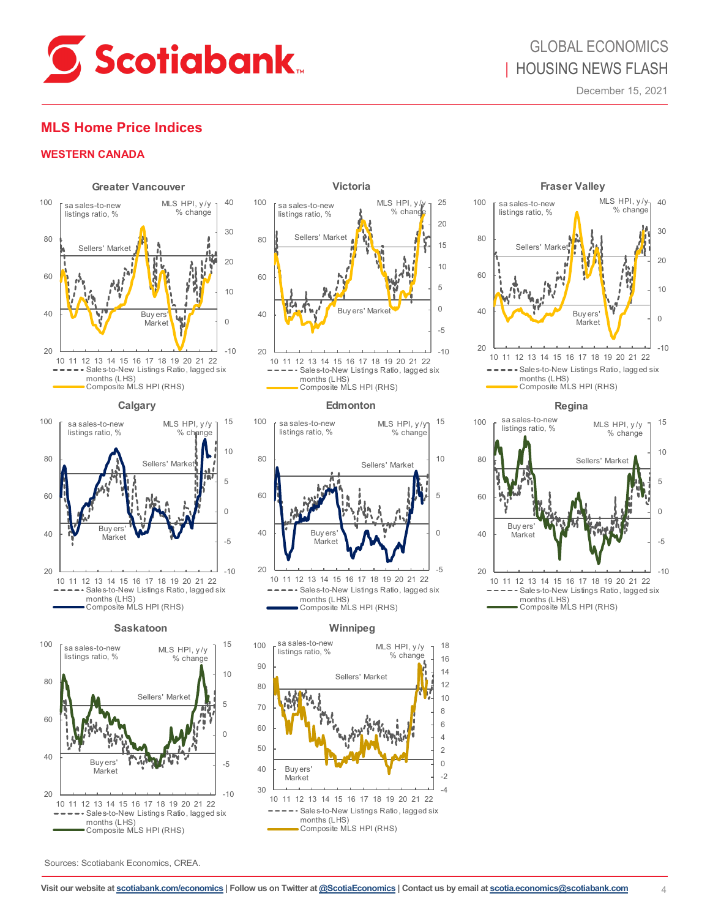## MLS Home Price Indices

### WESTERN CANADA

**Greater Vancouver**

**Victoria**

**Fraser Valley**

**Calgary**

**Edmonton**

**Regina**

**Saskatoon**

**Winnipeg**

Sources: Scotiabank Economics, CREA.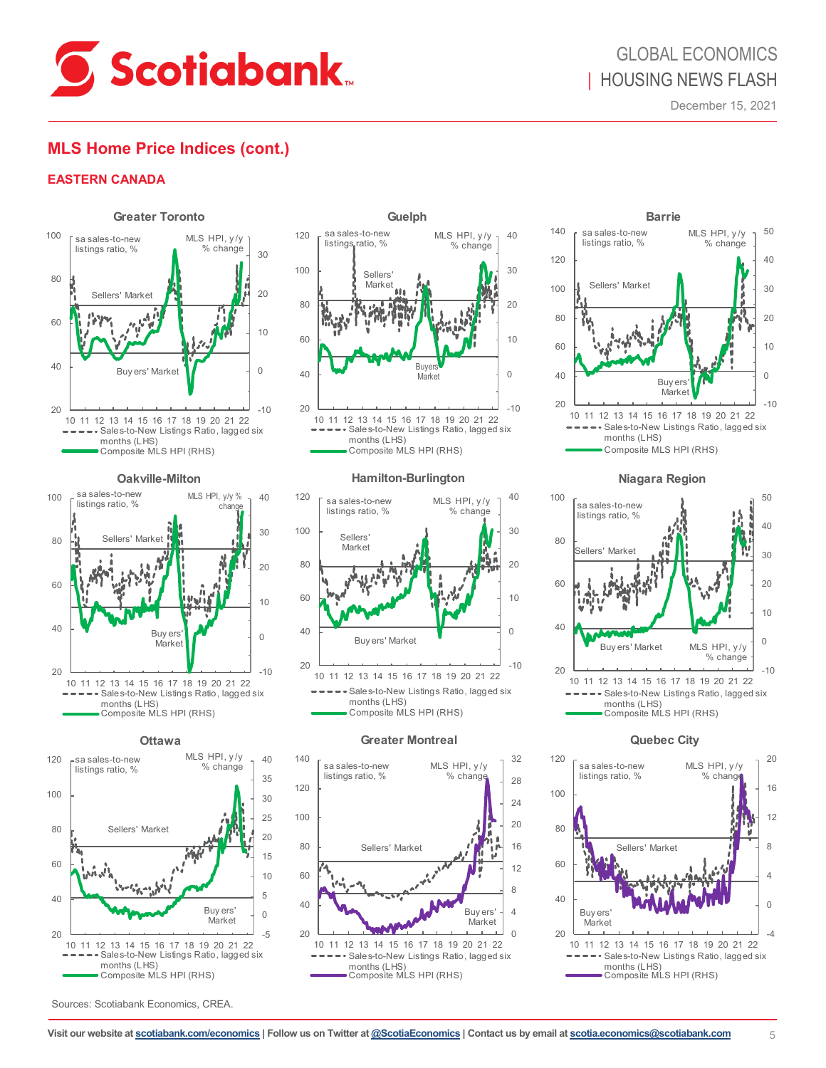## MLS Home Price Indices (cont.)

### EASTERN CANADA

**Greater Toronto**

sa sales-to-new listings ratio, % | MLS HPI, y/y % change

Sellers' Market | Buyers' Market

- Sales-to-New Listings Ratio, lagged six months (LHS)
- Composite MLS HPI (RHS)

**Guelph**

sa sales-to-new listings ratio, % | MLS HPI, y/y % change

Sellers' Market | Buyers Market

- Sales-to-New Listings Ratio, lagged six months (LHS)
- Composite MLS HPI (RHS)

**Barrie**

sa sales-to-new listings ratio, % | MLS HPI, y/y % change

Sellers' Market | Buyers' Market

- Sales-to-New Listings Ratio, lagged six months (LHS)
- Composite MLS HPI (RHS)

**Oakville-Milton**

sa sales-to-new listings ratio, % | MLS HPI, y/y % change

Sellers' Market | Buyers' Market

- Sales-to-New Listings Ratio, lagged six months (LHS)
- Composite MLS HPI (RHS)

**Hamilton-Burlington**

sa sales-to-new listings ratio, % | MLS HPI, y/y % change

Sellers' Market | Buyers' Market

- Sales-to-New Listings Ratio, lagged six months (LHS)
- Composite MLS HPI (RHS)

**Niagara Region**

sa sales-to-new listings ratio, % | MLS HPI, y/y % change

Sellers' Market | Buyers' Market

- Sales-to-New Listings Ratio, lagged six months (LHS)
- Composite MLS HPI (RHS)

**Ottawa**

sa sales-to-new listings ratio, % | MLS HPI, y/y % change

Sellers' Market | Buyers' Market

- Sales-to-New Listings Ratio, lagged six months (LHS)
- Composite MLS HPI (RHS)

**Greater Montreal**

sa sales-to-new listings ratio, % | MLS HPI, y/y % change

Sellers' Market | Buyers' Market

- Sales-to-New Listings Ratio, lagged six months (LHS)
- Composite MLS HPI (RHS)

**Quebec City**

sa sales-to-new listings ratio, % | MLS HPI, y/y % change

Sellers' Market | Buyers' Market

- Sales-to-New Listings Ratio, lagged six months (LHS)
- Composite MLS HPI (RHS)

Sources: Scotiabank Economics, CREA.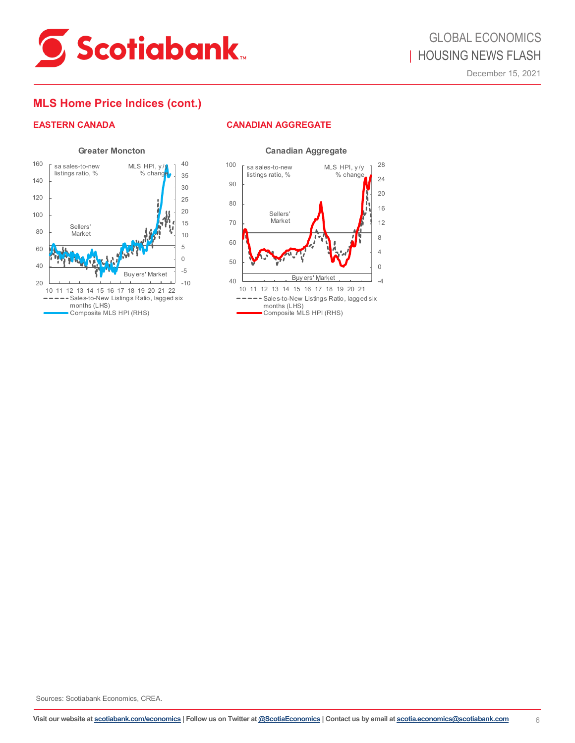## MLS Home Price Indices (cont.)

### EASTERN CANADA

**Greater Moncton**

sa sales-to-new listings ratio, %

MLS HPI, y/y % change

Sellers' Market

Buyers' Market

Sales-to-New Listings Ratio, lagged six months (LHS)

Composite MLS HPI (RHS)

### CANADIAN AGGREGATE

**Canadian Aggregate**

sa sales-to-new listings ratio, %

MLS HPI, y/y % change

Sellers' Market

Buyers' Market

Sales-to-New Listings Ratio, lagged six months (LHS)

Composite MLS HPI (RHS)

Sources: Scotiabank Economics, CREA.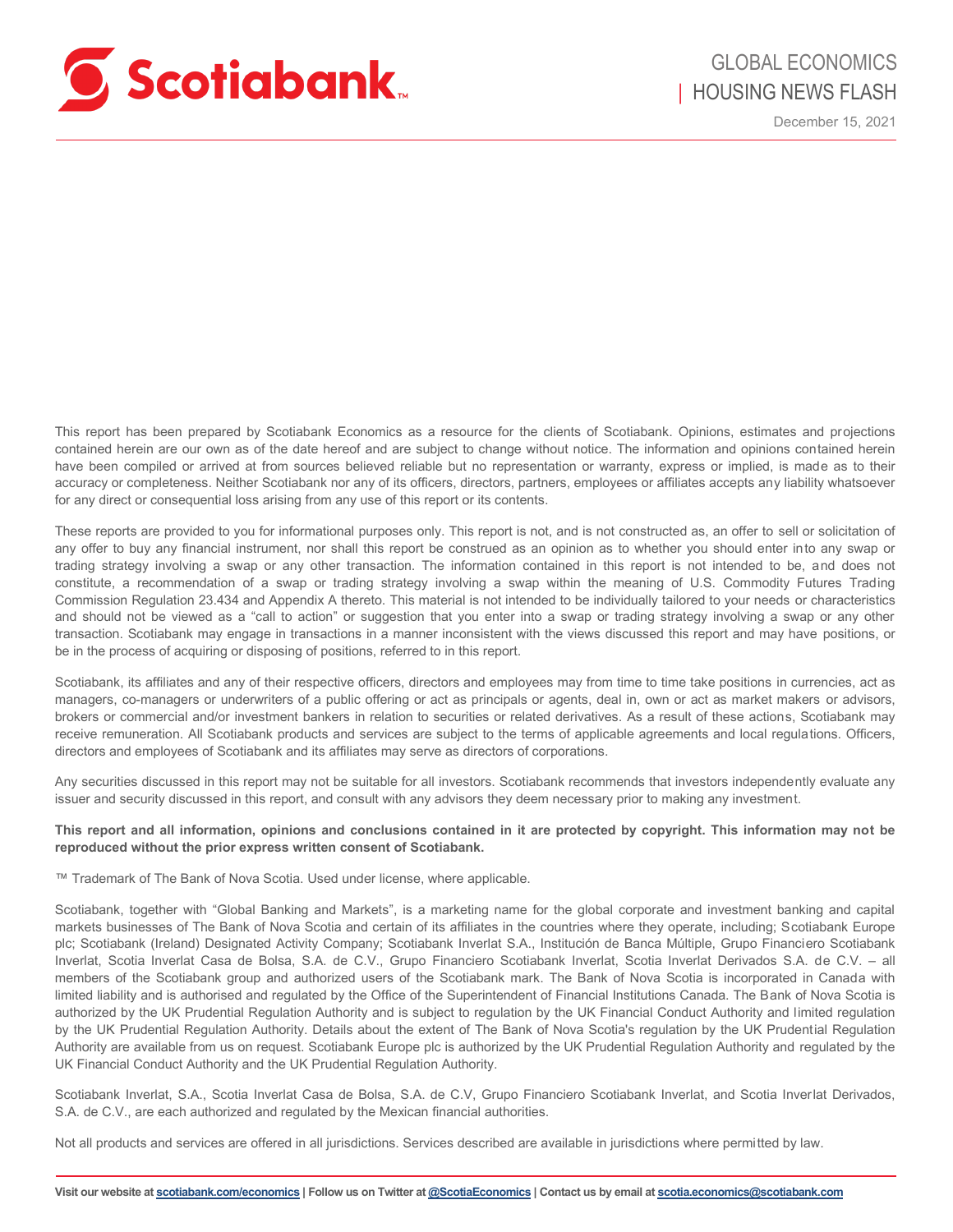This report has been prepared by Scotiabank Economics as a resource for the clients of Scotiabank. Opinions, estimates and projections contained herein are our own as of the date hereof and are subject to change without notice. The information and opinions contained herein have been compiled or arrived at from sources believed reliable but no representation or warranty, express or implied, is made as to their accuracy or completeness. Neither Scotiabank nor any of its officers, directors, partners, employees or affiliates accepts any liability whatsoever for any direct or consequential loss arising from any use of this report or its contents.

These reports are provided to you for informational purposes only. This report is not, and is not constructed as, an offer to sell or solicitation of any offer to buy any financial instrument, nor shall this report be construed as an opinion as to whether you should enter into any swap or trading strategy involving a swap or any other transaction. The information contained in this report is not intended to be, and does not constitute, a recommendation of a swap or trading strategy involving a swap within the meaning of U.S. Commodity Futures Trading Commission Regulation 23.434 and Appendix A thereto. This material is not intended to be individually tailored to your needs or characteristics and should not be viewed as a "call to action" or suggestion that you enter into a swap or trading strategy involving a swap or any other transaction. Scotiabank may engage in transactions in a manner inconsistent with the views discussed this report and may have positions, or be in the process of acquiring or disposing of positions, referred to in this report.

Scotiabank, its affiliates and any of their respective officers, directors and employees may from time to time take positions in currencies, act as managers, co-managers or underwriters of a public offering or act as principals or agents, deal in, own or act as market makers or advisors, brokers or commercial and/or investment bankers in relation to securities or related derivatives. As a result of these actions, Scotiabank may receive remuneration. All Scotiabank products and services are subject to the terms of applicable agreements and local regulations. Officers, directors and employees of Scotiabank and its affiliates may serve as directors of corporations.

Any securities discussed in this report may not be suitable for all investors. Scotiabank recommends that investors independently evaluate any issuer and security discussed in this report, and consult with any advisors they deem necessary prior to making any investment.

**This report and all information, opinions and conclusions contained in it are protected by copyright. This information may not be reproduced without the prior express written consent of Scotiabank.**

™ Trademark of The Bank of Nova Scotia. Used under license, where applicable.

Scotiabank, together with "Global Banking and Markets", is a marketing name for the global corporate and investment banking and capital markets businesses of The Bank of Nova Scotia and certain of its affiliates in the countries where they operate, including; Scotiabank Europe plc; Scotiabank (Ireland) Designated Activity Company; Scotiabank Inverlat S.A., Institución de Banca Múltiple, Grupo Financiero Scotiabank Inverlat, Scotia Inverlat Casa de Bolsa, S.A. de C.V., Grupo Financiero Scotiabank Inverlat, Scotia Inverlat Derivados S.A. de C.V. – all members of the Scotiabank group and authorized users of the Scotiabank mark. The Bank of Nova Scotia is incorporated in Canada with limited liability and is authorised and regulated by the Office of the Superintendent of Financial Institutions Canada. The Bank of Nova Scotia is authorized by the UK Prudential Regulation Authority and is subject to regulation by the UK Financial Conduct Authority and limited regulation by the UK Prudential Regulation Authority. Details about the extent of The Bank of Nova Scotia's regulation by the UK Prudential Regulation Authority are available from us on request. Scotiabank Europe plc is authorized by the UK Prudential Regulation Authority and regulated by the UK Financial Conduct Authority and the UK Prudential Regulation Authority.

Scotiabank Inverlat, S.A., Scotia Inverlat Casa de Bolsa, S.A. de C.V, Grupo Financiero Scotiabank Inverlat, and Scotia Inverlat Derivados, S.A. de C.V., are each authorized and regulated by the Mexican financial authorities.

Not all products and services are offered in all jurisdictions. Services described are available in jurisdictions where permitted by law.